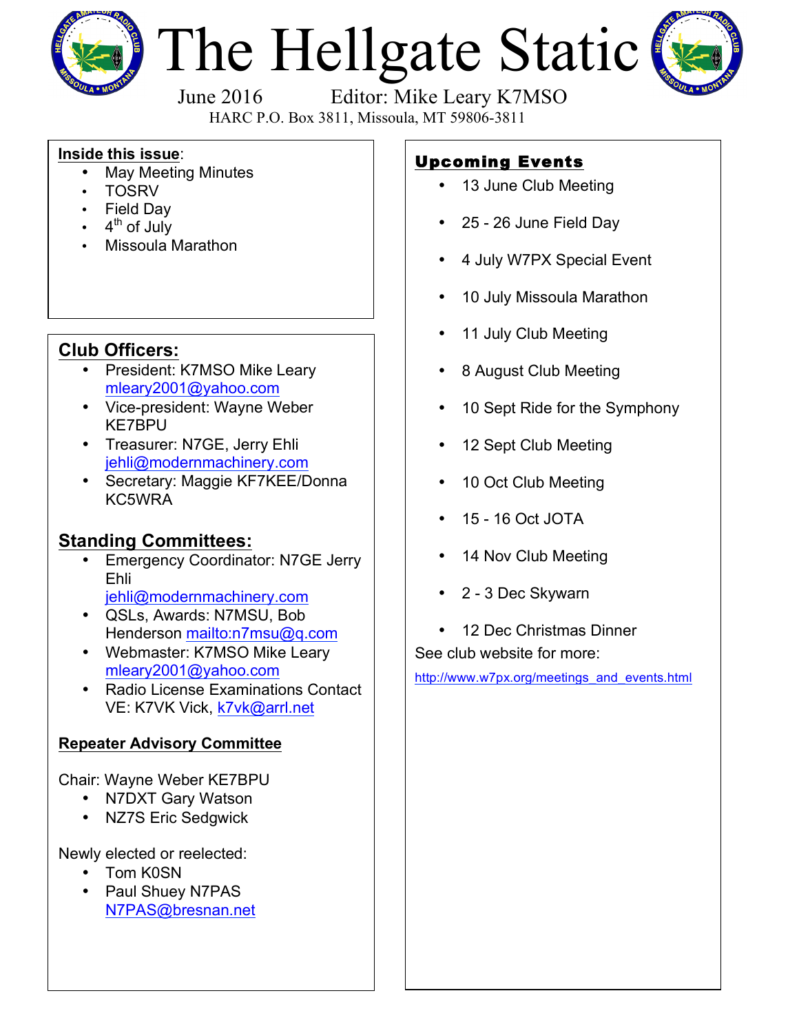# The Hellgate Static

June 2016 Editor: Mike Leary K7MSO

HARC P.O. Box 3811, Missoula, MT 59806-3811

**Inside this issue**:

- May Meeting Minutes
- TOSRV
- Field Day
- 4th of July
- Missoula Marathon

## Club Officers:

- President: K7MSO Mike Leary mleary2001@yahoo.com
- Vice-president: Wayne Weber KE7BPU
- Treasurer: N7GE, Jerry Ehli jehli@modernmachinery.com
- Secretary: Maggie KF7KEE/Donna KC5WRA

## Standing Committees:

- Emergency Coordinator: N7GE Jerry Ehli jehli@modernmachinery.com
- QSLs, Awards: N7MSU, Bob Henderson mailto:n7msu@q.com
- Webmaster: K7MSO Mike Leary mleary2001@yahoo.com
- Radio License Examinations Contact VE: K7VK Vick, k7vk@arrl.net

**Repeater Advisory Committee**

Chair: Wayne Weber KE7BPU

- N7DXT Gary Watson
- NZ7S Eric Sedgwick

Newly elected or reelected:

- Tom K0SN
- Paul Shuey N7PAS N7PAS@bresnan.net

## Upcoming Events

- 13 June Club Meeting
- 25 - 26 June Field Day
- 4 July W7PX Special Event
- 10 July Missoula Marathon
- 11 July Club Meeting
- 8 August Club Meeting
- 10 Sept Ride for the Symphony
- 12 Sept Club Meeting
- 10 Oct Club Meeting
- 15 - 16 Oct JOTA
- 14 Nov Club Meeting
- 2 - 3 Dec Skywarn
- 12 Dec Christmas Dinner

See club website for more:

http://www.w7px.org/meetings_and_events.html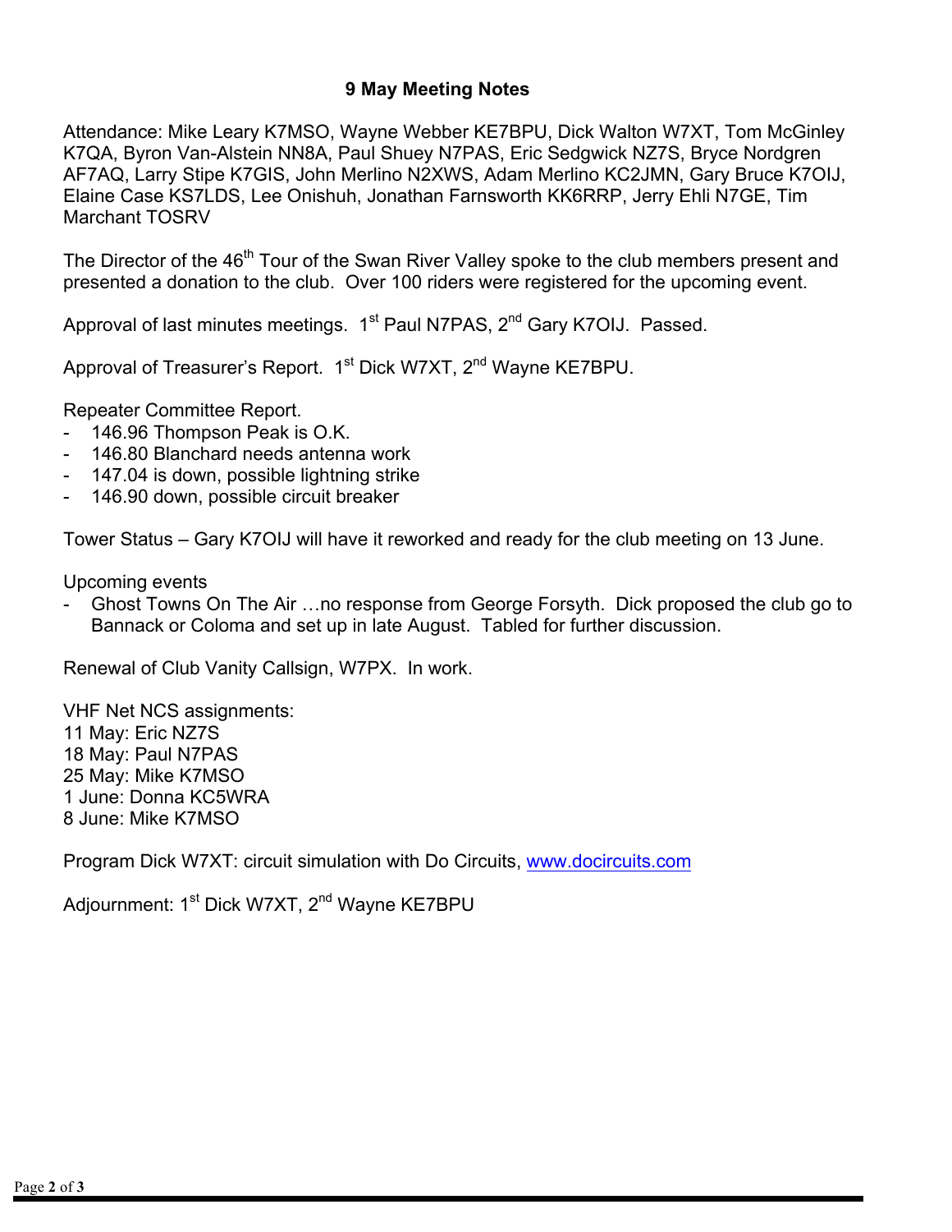## 9 May Meeting Notes

Attendance: Mike Leary K7MSO, Wayne Webber KE7BPU, Dick Walton W7XT, Tom McGinley K7QA, Byron Van-Alstein NN8A, Paul Shuey N7PAS, Eric Sedgwick NZ7S, Bryce Nordgren AF7AQ, Larry Stipe K7GIS, John Merlino N2XWS, Adam Merlino KC2JMN, Gary Bruce K7OIJ, Elaine Case KS7LDS, Lee Onishuh, Jonathan Farnsworth KK6RRP, Jerry Ehli N7GE, Tim Marchant TOSRV

The Director of the 46th Tour of the Swan River Valley spoke to the club members present and presented a donation to the club. Over 100 riders were registered for the upcoming event.

Approval of last minutes meetings. 1st Paul N7PAS, 2nd Gary K7OIJ. Passed.

Approval of Treasurer's Report. 1st Dick W7XT, 2nd Wayne KE7BPU.

Repeater Committee Report.

- 146.96 Thompson Peak is O.K.
- 146.80 Blanchard needs antenna work
- 147.04 is down, possible lightning strike
- 146.90 down, possible circuit breaker

Tower Status – Gary K7OIJ will have it reworked and ready for the club meeting on 13 June.

Upcoming events

- Ghost Towns On The Air …no response from George Forsyth. Dick proposed the club go to Bannack or Coloma and set up in late August. Tabled for further discussion.

Renewal of Club Vanity Callsign, W7PX. In work.

VHF Net NCS assignments:
11 May: Eric NZ7S
18 May: Paul N7PAS
25 May: Mike K7MSO
1 June: Donna KC5WRA
8 June: Mike K7MSO

Program Dick W7XT: circuit simulation with Do Circuits, www.docircuits.com

Adjournment: 1st Dick W7XT, 2nd Wayne KE7BPU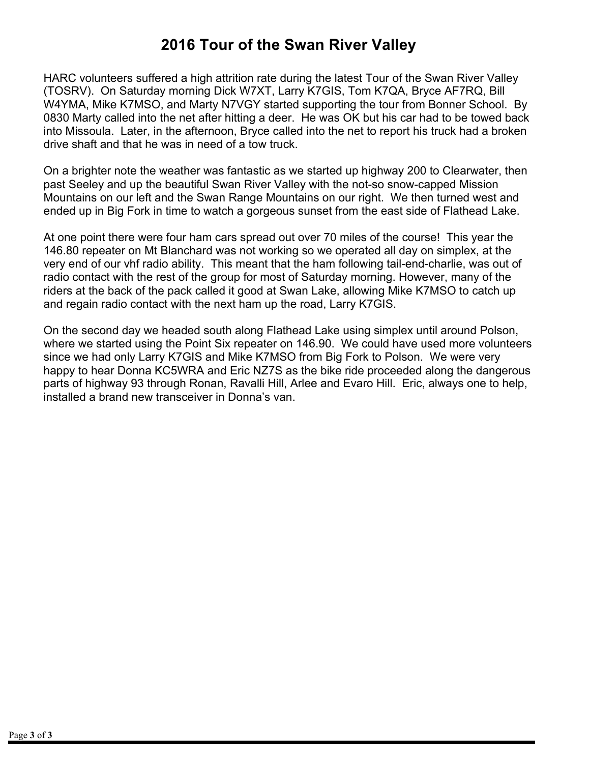# 2016 Tour of the Swan River Valley

HARC volunteers suffered a high attrition rate during the latest Tour of the Swan River Valley (TOSRV). On Saturday morning Dick W7XT, Larry K7GIS, Tom K7QA, Bryce AF7RQ, Bill W4YMA, Mike K7MSO, and Marty N7VGY started supporting the tour from Bonner School. By 0830 Marty called into the net after hitting a deer. He was OK but his car had to be towed back into Missoula. Later, in the afternoon, Bryce called into the net to report his truck had a broken drive shaft and that he was in need of a tow truck.

On a brighter note the weather was fantastic as we started up highway 200 to Clearwater, then past Seeley and up the beautiful Swan River Valley with the not-so snow-capped Mission Mountains on our left and the Swan Range Mountains on our right. We then turned west and ended up in Big Fork in time to watch a gorgeous sunset from the east side of Flathead Lake.

At one point there were four ham cars spread out over 70 miles of the course! This year the 146.80 repeater on Mt Blanchard was not working so we operated all day on simplex, at the very end of our vhf radio ability. This meant that the ham following tail-end-charlie, was out of radio contact with the rest of the group for most of Saturday morning. However, many of the riders at the back of the pack called it good at Swan Lake, allowing Mike K7MSO to catch up and regain radio contact with the next ham up the road, Larry K7GIS.

On the second day we headed south along Flathead Lake using simplex until around Polson, where we started using the Point Six repeater on 146.90. We could have used more volunteers since we had only Larry K7GIS and Mike K7MSO from Big Fork to Polson. We were very happy to hear Donna KC5WRA and Eric NZ7S as the bike ride proceeded along the dangerous parts of highway 93 through Ronan, Ravalli Hill, Arlee and Evaro Hill. Eric, always one to help, installed a brand new transceiver in Donna's van.